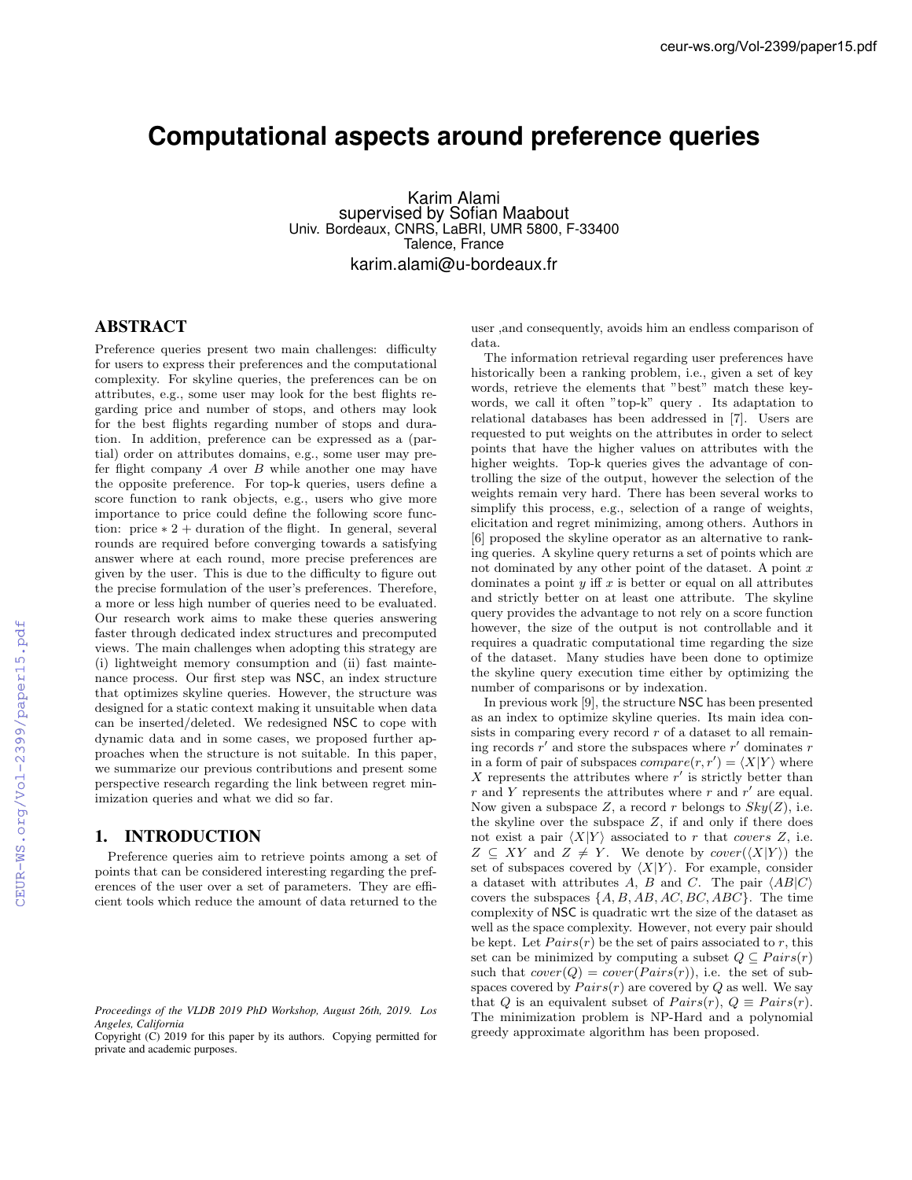# Computational aspects around preference queries

Karim Alami
supervised by Sofian Maabout
Univ. Bordeaux, CNRS, LaBRI, UMR 5800, F-33400
Talence, France
karim.alami@u-bordeaux.fr

## ABSTRACT

Preference queries present two main challenges: difficulty for users to express their preferences and the computational complexity. For skyline queries, the preferences can be on attributes, e.g., some user may look for the best flights regarding price and number of stops, and others may look for the best flights regarding number of stops and duration. In addition, preference can be expressed as a (partial) order on attributes domains, e.g., some user may prefer flight company $A$ over $B$ while another one may have the opposite preference. For top-k queries, users define a score function to rank objects, e.g., users who give more importance to price could define the following score function: price $*$ 2 + duration of the flight. In general, several rounds are required before converging towards a satisfying answer where at each round, more precise preferences are given by the user. This is due to the difficulty to figure out the precise formulation of the user's preferences. Therefore, a more or less high number of queries need to be evaluated. Our research work aims to make these queries answering faster through dedicated index structures and precomputed views. The main challenges when adopting this strategy are (i) lightweight memory consumption and (ii) fast maintenance process. Our first step was NSC, an index structure that optimizes skyline queries. However, the structure was designed for a static context making it unsuitable when data can be inserted/deleted. We redesigned NSC to cope with dynamic data and in some cases, we proposed further approaches when the structure is not suitable. In this paper, we summarize our previous contributions and present some perspective research regarding the link between regret minimization queries and what we did so far.

## 1. INTRODUCTION

Preference queries aim to retrieve points among a set of points that can be considered interesting regarding the preferences of the user over a set of parameters. They are efficient tools which reduce the amount of data returned to the user ,and consequently, avoids him an endless comparison of data.

The information retrieval regarding user preferences have historically been a ranking problem, i.e., given a set of key words, retrieve the elements that "best" match these keywords, we call it often "top-k" query . Its adaptation to relational databases has been addressed in [7]. Users are requested to put weights on the attributes in order to select points that have the higher values on attributes with the higher weights. Top-k queries gives the advantage of controlling the size of the output, however the selection of the weights remain very hard. There has been several works to simplify this process, e.g., selection of a range of weights, elicitation and regret minimizing, among others. Authors in [6] proposed the skyline operator as an alternative to ranking queries. A skyline query returns a set of points which are not dominated by any other point of the dataset. A point $x$ dominates a point $y$ iff $x$ is better or equal on all attributes and strictly better on at least one attribute. The skyline query provides the advantage to not rely on a score function however, the size of the output is not controllable and it requires a quadratic computational time regarding the size of the dataset. Many studies have been done to optimize the skyline query execution time either by optimizing the number of comparisons or by indexation.

In previous work [9], the structure NSC has been presented as an index to optimize skyline queries. Its main idea consists in comparing every record $r$ of a dataset to all remaining records $r'$ and store the subspaces where $r'$ dominates $r$ in a form of pair of subspaces $compare(r, r') = \langle X|Y \rangle$ where $X$ represents the attributes where $r'$ is strictly better than $r$ and $Y$ represents the attributes where $r$ and $r'$ are equal. Now given a subspace $Z$, a record $r$ belongs to $Sky(Z)$, i.e. the skyline over the subspace $Z$, if and only if there does not exist a pair $\langle X|Y \rangle$ associated to $r$ that *covers* $Z$, i.e. $Z \subseteq XY$ and $Z \neq Y$. We denote by $cover(\langle X|Y \rangle)$ the set of subspaces covered by $\langle X|Y \rangle$. For example, consider a dataset with attributes $A$, $B$ and $C$. The pair $\langle AB|C \rangle$ covers the subspaces $\{A, B, AB, AC, BC, ABC\}$. The time complexity of NSC is quadratic wrt the size of the dataset as well as the space complexity. However, not every pair should be kept. Let $Pairs(r)$ be the set of pairs associated to $r$, this set can be minimized by computing a subset $Q \subseteq Pairs(r)$ such that $cover(Q) = cover(Pairs(r))$, i.e. the set of subspaces covered by $Pairs(r)$ are covered by $Q$ as well. We say that $Q$ is an equivalent subset of $Pairs(r)$, $Q \equiv Pairs(r)$. The minimization problem is NP-Hard and a polynomial greedy approximate algorithm has been proposed.

*Proceedings of the VLDB 2019 PhD Workshop, August 26th, 2019. Los Angeles, California*
Copyright (C) 2019 for this paper by its authors. Copying permitted for private and academic purposes.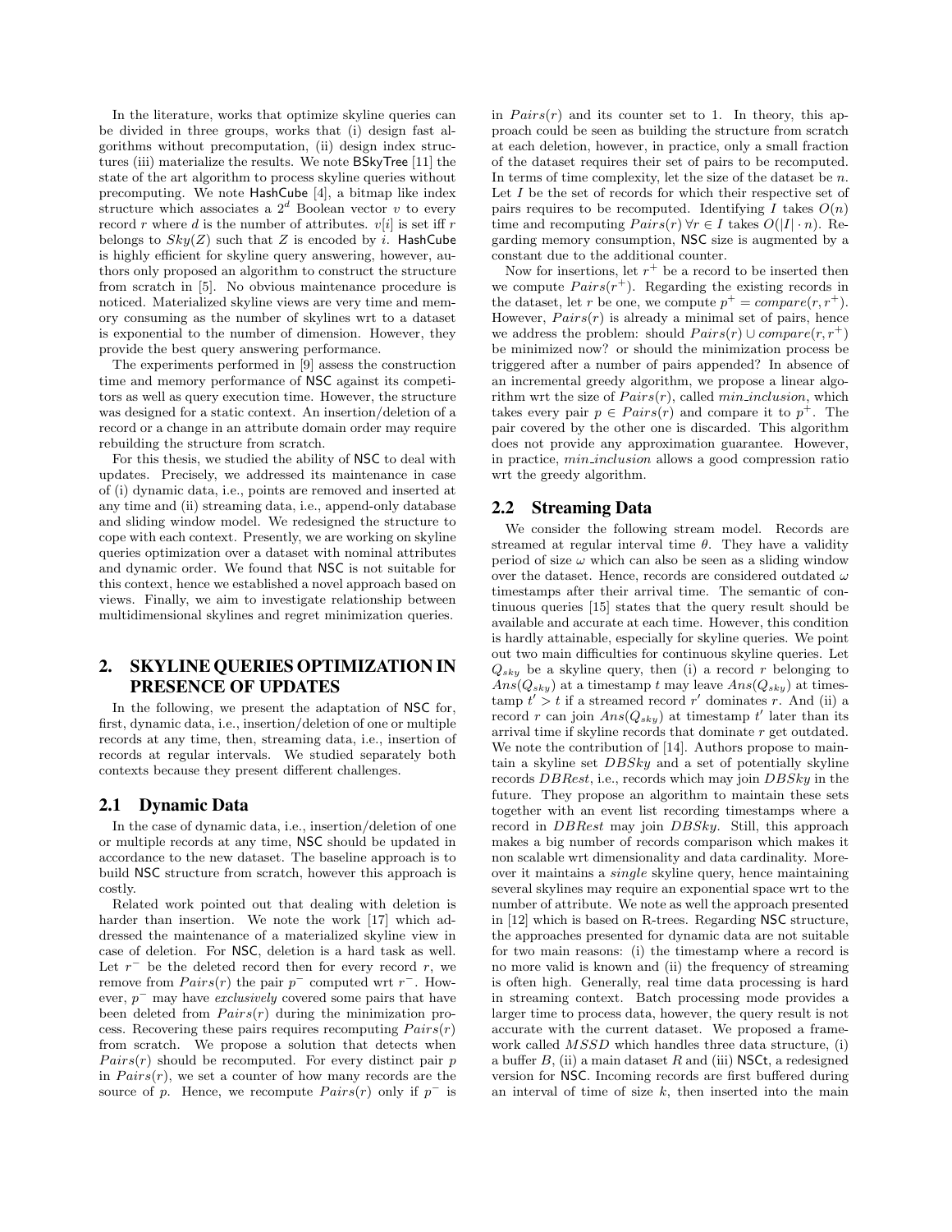In the literature, works that optimize skyline queries can be divided in three groups, works that (i) design fast algorithms without precomputation, (ii) design index structures (iii) materialize the results. We note BSkyTree [11] the state of the art algorithm to process skyline queries without precomputing. We note HashCube [4], a bitmap like index structure which associates a $2^d$ Boolean vector $v$ to every record $r$ where $d$ is the number of attributes. $v[i]$ is set iff $r$ belongs to $Sky(Z)$ such that $Z$ is encoded by $i$. HashCube is highly efficient for skyline query answering, however, authors only proposed an algorithm to construct the structure from scratch in [5]. No obvious maintenance procedure is noticed. Materialized skyline views are very time and memory consuming as the number of skylines wrt to a dataset is exponential to the number of dimension. However, they provide the best query answering performance.

The experiments performed in [9] assess the construction time and memory performance of NSC against its competitors as well as query execution time. However, the structure was designed for a static context. An insertion/deletion of a record or a change in an attribute domain order may require rebuilding the structure from scratch.

For this thesis, we studied the ability of NSC to deal with updates. Precisely, we addressed its maintenance in case of (i) dynamic data, i.e., points are removed and inserted at any time and (ii) streaming data, i.e., append-only database and sliding window model. We redesigned the structure to cope with each context. Presently, we are working on skyline queries optimization over a dataset with nominal attributes and dynamic order. We found that NSC is not suitable for this context, hence we established a novel approach based on views. Finally, we aim to investigate relationship between multidimensional skylines and regret minimization queries.

## 2. SKYLINE QUERIES OPTIMIZATION IN PRESENCE OF UPDATES

In the following, we present the adaptation of NSC for, first, dynamic data, i.e., insertion/deletion of one or multiple records at any time, then, streaming data, i.e., insertion of records at regular intervals. We studied separately both contexts because they present different challenges.

### 2.1 Dynamic Data

In the case of dynamic data, i.e., insertion/deletion of one or multiple records at any time, NSC should be updated in accordance to the new dataset. The baseline approach is to build NSC structure from scratch, however this approach is costly.

Related work pointed out that dealing with deletion is harder than insertion. We note the work [17] which addressed the maintenance of a materialized skyline view in case of deletion. For NSC, deletion is a hard task as well. Let $r^-$ be the deleted record then for every record $r$, we remove from $Pairs(r)$ the pair $p^-$ computed wrt $r^-$. However, $p^-$ may have *exclusively* covered some pairs that have been deleted from $Pairs(r)$ during the minimization process. Recovering these pairs requires recomputing $Pairs(r)$ from scratch. We propose a solution that detects when $Pairs(r)$ should be recomputed. For every distinct pair $p$ in $Pairs(r)$, we set a counter of how many records are the source of $p$. Hence, we recompute $Pairs(r)$ only if $p^-$ is in $Pairs(r)$ and its counter set to 1. In theory, this approach could be seen as building the structure from scratch at each deletion, however, in practice, only a small fraction of the dataset requires their set of pairs to be recomputed. In terms of time complexity, let the size of the dataset be $n$. Let $I$ be the set of records for which their respective set of pairs requires to be recomputed. Identifying $I$ takes $O(n)$ time and recomputing $Pairs(r)\ \forall r \in I$ takes $O(|I| \cdot n)$. Regarding memory consumption, NSC size is augmented by a constant due to the additional counter.

Now for insertions, let $r^+$ be a record to be inserted then we compute $Pairs(r^+)$. Regarding the existing records in the dataset, let $r$ be one, we compute $p^+ = compare(r, r^+)$. However, $Pairs(r)$ is already a minimal set of pairs, hence we address the problem: should $Pairs(r) \cup compare(r, r^+)$ be minimized now? or should the minimization process be triggered after a number of pairs appended? In absence of an incremental greedy algorithm, we propose a linear algorithm wrt the size of $Pairs(r)$, called *min_inclusion*, which takes every pair $p \in Pairs(r)$ and compare it to $p^+$. The pair covered by the other one is discarded. This algorithm does not provide any approximation guarantee. However, in practice, *min_inclusion* allows a good compression ratio wrt the greedy algorithm.

### 2.2 Streaming Data

We consider the following stream model. Records are streamed at regular interval time $\theta$. They have a validity period of size $\omega$ which can also be seen as a sliding window over the dataset. Hence, records are considered outdated $\omega$ timestamps after their arrival time. The semantic of continuous queries [15] states that the query result should be available and accurate at each time. However, this condition is hardly attainable, especially for skyline queries. We point out two main difficulties for continuous skyline queries. Let $Q_{sky}$ be a skyline query, then (i) a record $r$ belonging to $Ans(Q_{sky})$ at a timestamp $t$ may leave $Ans(Q_{sky})$ at timestamp $t' > t$ if a streamed record $r'$ dominates $r$. And (ii) a record $r$ can join $Ans(Q_{sky})$ at timestamp $t'$ later than its arrival time if skyline records that dominate $r$ get outdated. We note the contribution of [14]. Authors propose to maintain a skyline set $DBSky$ and a set of potentially skyline records $DBRest$, i.e., records which may join $DBSky$ in the future. They propose an algorithm to maintain these sets together with an event list recording timestamps where a record in $DBRest$ may join $DBSky$. Still, this approach makes a big number of records comparison which makes it non scalable wrt dimensionality and data cardinality. Moreover it maintains a *single* skyline query, hence maintaining several skylines may require an exponential space wrt to the number of attribute. We note as well the approach presented in [12] which is based on R-trees. Regarding NSC structure, the approaches presented for dynamic data are not suitable for two main reasons: (i) the timestamp where a record is no more valid is known and (ii) the frequency of streaming is often high. Generally, real time data processing is hard in streaming context. Batch processing mode provides a larger time to process data, however, the query result is not accurate with the current dataset. We proposed a framework called $MSSD$ which handles three data structure, (i) a buffer $B$, (ii) a main dataset $R$ and (iii) NSCt, a redesigned version for NSC. Incoming records are first buffered during an interval of time of size $k$, then inserted into the main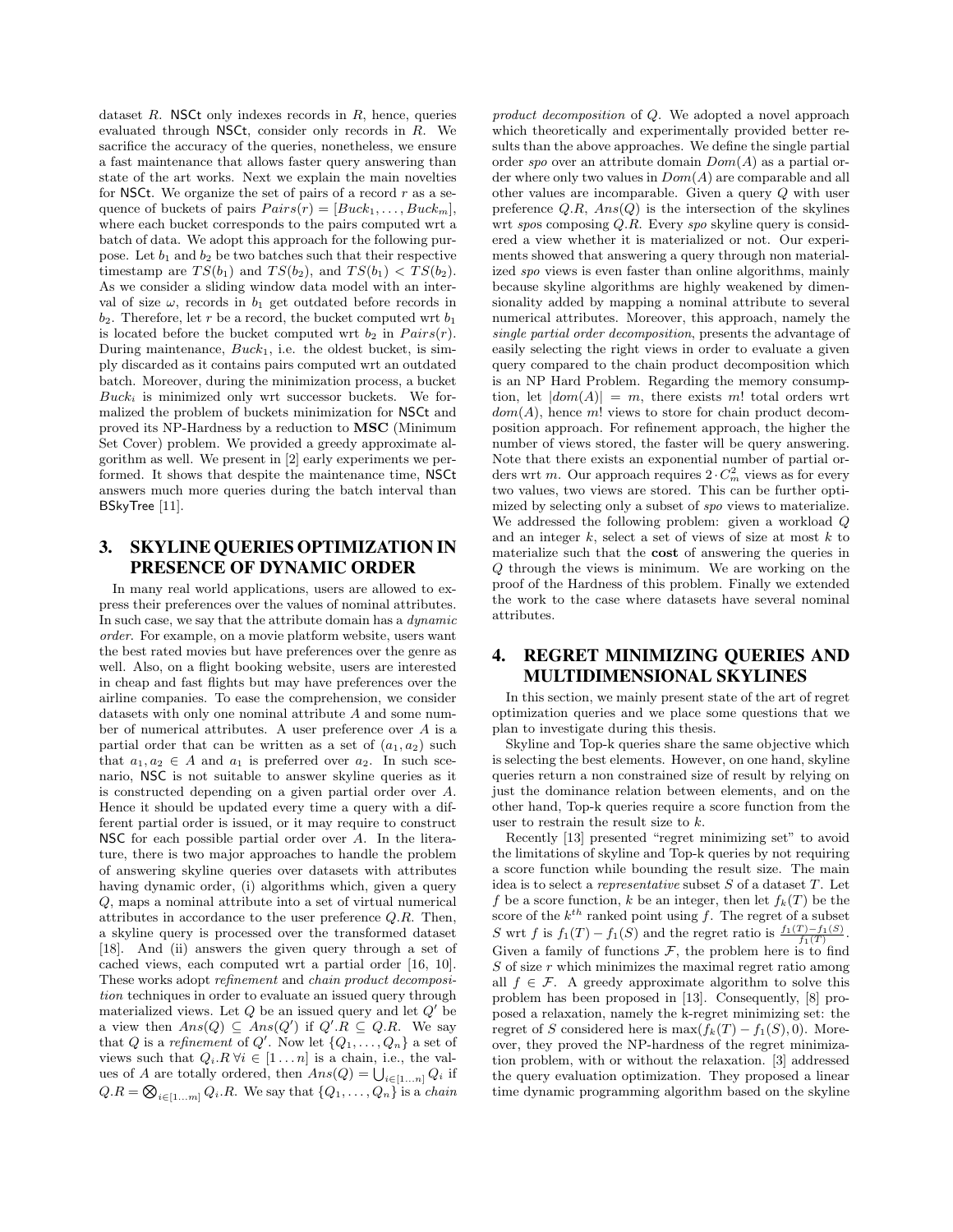dataset $R$. NSCt only indexes records in $R$, hence, queries evaluated through NSCt, consider only records in $R$. We sacrifice the accuracy of the queries, nonetheless, we ensure a fast maintenance that allows faster query answering than state of the art works. Next we explain the main novelties for NSCt. We organize the set of pairs of a record $r$ as a sequence of buckets of pairs $Pairs(r) = [Buck_1, \ldots, Buck_m]$, where each bucket corresponds to the pairs computed wrt a batch of data. We adopt this approach for the following purpose. Let $b_1$ and $b_2$ be two batches such that their respective timestamp are $TS(b_1)$ and $TS(b_2)$, and $TS(b_1) < TS(b_2)$. As we consider a sliding window data model with an interval of size $\omega$, records in $b_1$ get outdated before records in $b_2$. Therefore, let $r$ be a record, the bucket computed wrt $b_1$ is located before the bucket computed wrt $b_2$ in $Pairs(r)$. During maintenance, $Buck_1$, i.e. the oldest bucket, is simply discarded as it contains pairs computed wrt an outdated batch. Moreover, during the minimization process, a bucket $Buck_i$ is minimized only wrt successor buckets. We formalized the problem of buckets minimization for NSCt and proved its NP-Hardness by a reduction to **MSC** (Minimum Set Cover) problem. We provided a greedy approximate algorithm as well. We present in [2] early experiments we performed. It shows that despite the maintenance time, NSCt answers much more queries during the batch interval than BSkyTree [11].

## 3. SKYLINE QUERIES OPTIMIZATION IN PRESENCE OF DYNAMIC ORDER

In many real world applications, users are allowed to express their preferences over the values of nominal attributes. In such case, we say that the attribute domain has a *dynamic order*. For example, on a movie platform website, users want the best rated movies but have preferences over the genre as well. Also, on a flight booking website, users are interested in cheap and fast flights but may have preferences over the airline companies. To ease the comprehension, we consider datasets with only one nominal attribute $A$ and some number of numerical attributes. A user preference over $A$ is a partial order that can be written as a set of $(a_1, a_2)$ such that $a_1, a_2 \in A$ and $a_1$ is preferred over $a_2$. In such scenario, NSC is not suitable to answer skyline queries as it is constructed depending on a given partial order over $A$. Hence it should be updated every time a query with a different partial order is issued, or it may require to construct NSC for each possible partial order over $A$. In the literature, there is two major approaches to handle the problem of answering skyline queries over datasets with attributes having dynamic order, (i) algorithms which, given a query $Q$, maps a nominal attribute into a set of virtual numerical attributes in accordance to the user preference $Q.R$. Then, a skyline query is processed over the transformed dataset [18]. And (ii) answers the given query through a set of cached views, each computed wrt a partial order [16, 10]. These works adopt *refinement* and *chain product decomposition* techniques in order to evaluate an issued query through materialized views. Let $Q$ be an issued query and let $Q'$ be a view then $Ans(Q) \subseteq Ans(Q')$ if $Q'.R \subseteq Q.R$. We say that $Q$ is a *refinement* of $Q'$. Now let $\{Q_1, \ldots, Q_n\}$ a set of views such that $Q_i.R \, \forall i \in [1 \ldots n]$ is a chain, i.e., the values of $A$ are totally ordered, then $Ans(Q) = \bigcup_{i \in [1 \ldots n]} Q_i$ if $Q.R = \bigotimes_{i \in [1 \ldots m]} Q_i.R$. We say that $\{Q_1, \ldots, Q_n\}$ is a *chain product decomposition* of $Q$. We adopted a novel approach which theoretically and experimentally provided better results than the above approaches. We define the single partial order *spo* over an attribute domain $Dom(A)$ as a partial order where only two values in $Dom(A)$ are comparable and all other values are incomparable. Given a query $Q$ with user preference $Q.R$, $Ans(Q)$ is the intersection of the skylines wrt *spo*s composing $Q.R$. Every *spo* skyline query is considered a view whether it is materialized or not. Our experiments showed that answering a query through non materialized *spo* views is even faster than online algorithms, mainly because skyline algorithms are highly weakened by dimensionality added by mapping a nominal attribute to several numerical attributes. Moreover, this approach, namely the *single partial order decomposition*, presents the advantage of easily selecting the right views in order to evaluate a given query compared to the chain product decomposition which is an NP Hard Problem. Regarding the memory consumption, let $|dom(A)| = m$, there exists $m!$ total orders wrt $dom(A)$, hence $m!$ views to store for chain product decomposition approach. For refinement approach, the higher the number of views stored, the faster will be query answering. Note that there exists an exponential number of partial orders wrt $m$. Our approach requires $2 \cdot C_m^2$ views as for every two values, two views are stored. This can be further optimized by selecting only a subset of *spo* views to materialize. We addressed the following problem: given a workload $Q$ and an integer $k$, select a set of views of size at most $k$ to materialize such that the **cost** of answering the queries in $Q$ through the views is minimum. We are working on the proof of the Hardness of this problem. Finally we extended the work to the case where datasets have several nominal attributes.

## 4. REGRET MINIMIZING QUERIES AND MULTIDIMENSIONAL SKYLINES

In this section, we mainly present state of the art of regret optimization queries and we place some questions that we plan to investigate during this thesis.

Skyline and Top-k queries share the same objective which is selecting the best elements. However, on one hand, skyline queries return a non constrained size of result by relying on just the dominance relation between elements, and on the other hand, Top-k queries require a score function from the user to restrain the result size to $k$.

Recently [13] presented "regret minimizing set" to avoid the limitations of skyline and Top-k queries by not requiring a score function while bounding the result size. The main idea is to select a *representative* subset $S$ of a dataset $T$. Let $f$ be a score function, $k$ be an integer, then let $f_k(T)$ be the score of the $k^{th}$ ranked point using $f$. The regret of a subset $S$ wrt $f$ is $f_1(T) - f_1(S)$ and the regret ratio is $\frac{f_1(T) - f_1(S)}{f_1(T)}$. Given a family of functions $\mathcal{F}$, the problem here is to find $S$ of size $r$ which minimizes the maximal regret ratio among all $f \in \mathcal{F}$. A greedy approximate algorithm to solve this problem has been proposed in [13]. Consequently, [8] proposed a relaxation, namely the k-regret minimizing set: the regret of $S$ considered here is $\max(f_k(T) - f_1(S), 0)$. Moreover, they proved the NP-hardness of the regret minimization problem, with or without the relaxation. [3] addressed the query evaluation optimization. They proposed a linear time dynamic programming algorithm based on the skyline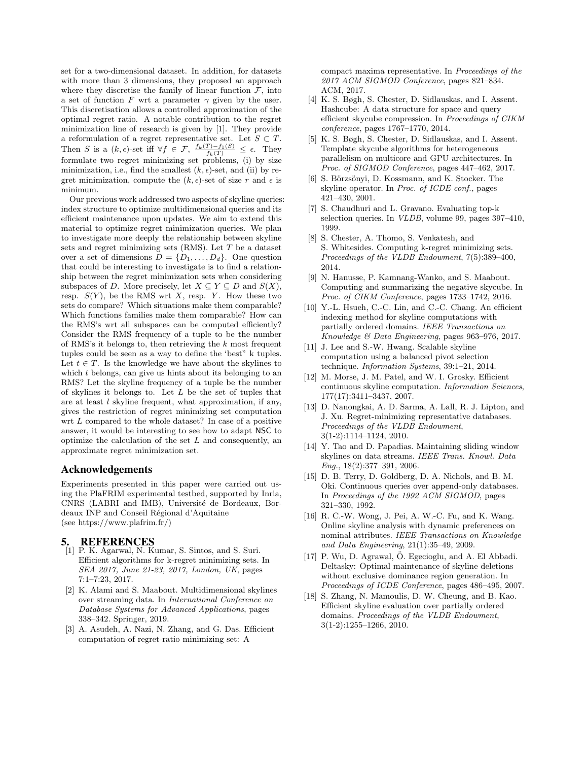set for a two-dimensional dataset. In addition, for datasets with more than 3 dimensions, they proposed an approach where they discretise the family of linear function $\mathcal{F}$, into a set of function $F$ wrt a parameter $\gamma$ given by the user. This discretisation allows a controlled approximation of the optimal regret ratio. A notable contribution to the regret minimization line of research is given by [1]. They provide a reformulation of a regret representative set. Let $S \subset T$. Then $S$ is a $(k, \epsilon)$-set iff $\forall f \in \mathcal{F}$, $\frac{f_k(T) - f_1(S)}{f_k(T)} \leq \epsilon$. They formulate two regret minimizing set problems, (i) by size minimization, i.e., find the smallest $(k, \epsilon)$-set, and (ii) by regret minimization, compute the $(k, \epsilon)$-set of size $r$ and $\epsilon$ is minimum.

Our previous work addressed two aspects of skyline queries: index structure to optimize multidimensional queries and its efficient maintenance upon updates. We aim to extend this material to optimize regret minimization queries. We plan to investigate more deeply the relationship between skyline sets and regret minimizing sets (RMS). Let $T$ be a dataset over a set of dimensions $D = \{D_1, \ldots, D_d\}$. One question that could be interesting to investigate is to find a relationship between the regret minimization sets when considering subspaces of $D$. More precisely, let $X \subseteq Y \subseteq D$ and $S(X)$, resp. $S(Y)$, be the RMS wrt $X$, resp. $Y$. How these two sets do compare? Which situations make them comparable? Which functions families make them comparable? How can the RMS's wrt all subspaces can be computed efficiently? Consider the RMS frequency of a tuple to be the number of RMS's it belongs to, then retrieving the $k$ most frequent tuples could be seen as a way to define the 'best" k tuples. Let $t \in T$. Is the knowledge we have about the skylines to which $t$ belongs, can give us hints about its belonging to an RMS? Let the skyline frequency of a tuple be the number of skylines it belongs to. Let $L$ be the set of tuples that are at least $l$ skyline frequent, what approximation, if any, gives the restriction of regret minimizing set computation wrt $L$ compared to the whole dataset? In case of a positive answer, it would be interesting to see how to adapt NSC to optimize the calculation of the set $L$ and consequently, an approximate regret minimization set.

## Acknowledgements

Experiments presented in this paper were carried out using the PlaFRIM experimental testbed, supported by Inria, CNRS (LABRI and IMB), Université de Bordeaux, Bordeaux INP and Conseil Régional d'Aquitaine (see https://www.plafrim.fr/)

## 5. REFERENCES

[1] P. K. Agarwal, N. Kumar, S. Sintos, and S. Suri. Efficient algorithms for k-regret minimizing sets. In *SEA 2017, June 21-23, 2017, London, UK*, pages 7:1–7:23, 2017.

[2] K. Alami and S. Maabout. Multidimensional skylines over streaming data. In *International Conference on Database Systems for Advanced Applications*, pages 338–342. Springer, 2019.

[3] A. Asudeh, A. Nazi, N. Zhang, and G. Das. Efficient computation of regret-ratio minimizing set: A compact maxima representative. In *Proceedings of the 2017 ACM SIGMOD Conference*, pages 821–834. ACM, 2017.

[4] K. S. Bøgh, S. Chester, D. Sidlauskas, and I. Assent. Hashcube: A data structure for space and query efficient skycube compression. In *Proceedings of CIKM conference*, pages 1767–1770, 2014.

[5] K. S. Bøgh, S. Chester, D. Sidlauskas, and I. Assent. Template skycube algorithms for heterogeneous parallelism on multicore and GPU architectures. In *Proc. of SIGMOD Conference*, pages 447–462, 2017.

[6] S. Börzsönyi, D. Kossmann, and K. Stocker. The skyline operator. In *Proc. of ICDE conf.*, pages 421–430, 2001.

[7] S. Chaudhuri and L. Gravano. Evaluating top-k selection queries. In *VLDB*, volume 99, pages 397–410, 1999.

[8] S. Chester, A. Thomo, S. Venkatesh, and S. Whitesides. Computing k-regret minimizing sets. *Proceedings of the VLDB Endowment*, 7(5):389–400, 2014.

[9] N. Hanusse, P. Kamnang-Wanko, and S. Maabout. Computing and summarizing the negative skycube. In *Proc. of CIKM Conference*, pages 1733–1742, 2016.

[10] Y.-L. Hsueh, C.-C. Lin, and C.-C. Chang. An efficient indexing method for skyline computations with partially ordered domains. *IEEE Transactions on Knowledge & Data Engineering*, pages 963–976, 2017.

[11] J. Lee and S.-W. Hwang. Scalable skyline computation using a balanced pivot selection technique. *Information Systems*, 39:1–21, 2014.

[12] M. Morse, J. M. Patel, and W. I. Grosky. Efficient continuous skyline computation. *Information Sciences*, 177(17):3411–3437, 2007.

[13] D. Nanongkai, A. D. Sarma, A. Lall, R. J. Lipton, and J. Xu. Regret-minimizing representative databases. *Proceedings of the VLDB Endowment*, 3(1-2):1114–1124, 2010.

[14] Y. Tao and D. Papadias. Maintaining sliding window skylines on data streams. *IEEE Trans. Knowl. Data Eng.*, 18(2):377–391, 2006.

[15] D. B. Terry, D. Goldberg, D. A. Nichols, and B. M. Oki. Continuous queries over append-only databases. In *Proceedings of the 1992 ACM SIGMOD*, pages 321–330, 1992.

[16] R. C.-W. Wong, J. Pei, A. W.-C. Fu, and K. Wang. Online skyline analysis with dynamic preferences on nominal attributes. *IEEE Transactions on Knowledge and Data Engineering*, 21(1):35–49, 2009.

[17] P. Wu, D. Agrawal, Ö. Egecioglu, and A. El Abbadi. Deltasky: Optimal maintenance of skyline deletions without exclusive dominance region generation. In *Proceedings of ICDE Conference*, pages 486–495, 2007.

[18] S. Zhang, N. Mamoulis, D. W. Cheung, and B. Kao. Efficient skyline evaluation over partially ordered domains. *Proceedings of the VLDB Endowment*, 3(1-2):1255–1266, 2010.